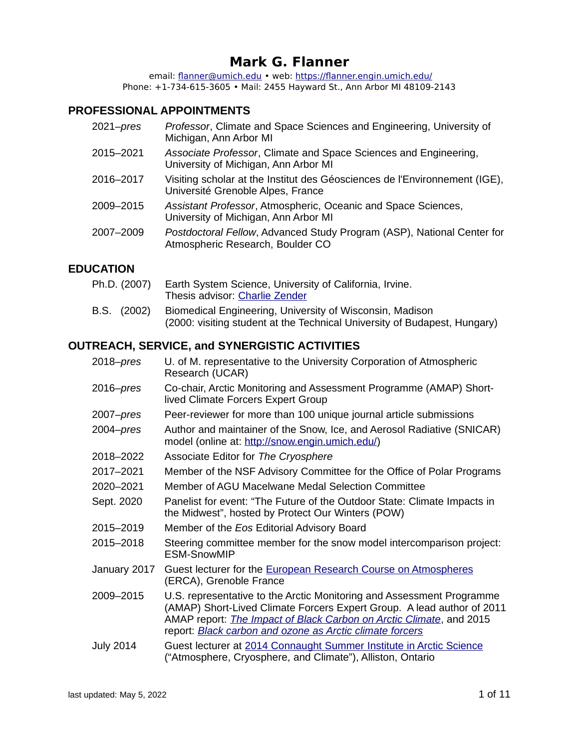# Mark G. Flanner

email: [flanner@umich.edu](mailto:flanner@umich.edu) • web: [https://flanner.engin.umich.edu/](https://flanner.engin.umich.edu/)
Phone: +1-734-615-3605 • Mail: 2455 Hayward St., Ann Arbor MI 48109-2143

## PROFESSIONAL APPOINTMENTS

| | |
|---|---|
| 2021–*pres* | *Professor*, Climate and Space Sciences and Engineering, University of Michigan, Ann Arbor MI |
| 2015–2021 | *Associate Professor*, Climate and Space Sciences and Engineering, University of Michigan, Ann Arbor MI |
| 2016–2017 | Visiting scholar at the Institut des Géosciences de l'Environnement (IGE), Université Grenoble Alpes, France |
| 2009–2015 | *Assistant Professor*, Atmospheric, Oceanic and Space Sciences, University of Michigan, Ann Arbor MI |
| 2007–2009 | *Postdoctoral Fellow*, Advanced Study Program (ASP), National Center for Atmospheric Research, Boulder CO |

## EDUCATION

| | |
|---|---|
| Ph.D. (2007) | Earth System Science, University of California, Irvine. Thesis advisor: [Charlie Zender]() |
| B.S. (2002) | Biomedical Engineering, University of Wisconsin, Madison (2000: visiting student at the Technical University of Budapest, Hungary) |

## OUTREACH, SERVICE, and SYNERGISTIC ACTIVITIES

| | |
|---|---|
| 2018–*pres* | U. of M. representative to the University Corporation of Atmospheric Research (UCAR) |
| 2016–*pres* | Co-chair, Arctic Monitoring and Assessment Programme (AMAP) Short-lived Climate Forcers Expert Group |
| 2007–*pres* | Peer-reviewer for more than 100 unique journal article submissions |
| 2004–*pres* | Author and maintainer of the Snow, Ice, and Aerosol Radiative (SNICAR) model (online at: [http://snow.engin.umich.edu/](http://snow.engin.umich.edu/)) |
| 2018–2022 | Associate Editor for *The Cryosphere* |
| 2017–2021 | Member of the NSF Advisory Committee for the Office of Polar Programs |
| 2020–2021 | Member of AGU Macelwane Medal Selection Committee |
| Sept. 2020 | Panelist for event: "The Future of the Outdoor State: Climate Impacts in the Midwest", hosted by Protect Our Winters (POW) |
| 2015–2019 | Member of the *Eos* Editorial Advisory Board |
| 2015–2018 | Steering committee member for the snow model intercomparison project: ESM-SnowMIP |
| January 2017 | Guest lecturer for the [European Research Course on Atmospheres]() (ERCA), Grenoble France |
| 2009–2015 | U.S. representative to the Arctic Monitoring and Assessment Programme (AMAP) Short-Lived Climate Forcers Expert Group. A lead author of 2011 AMAP report: [*The Impact of Black Carbon on Arctic Climate*](), and 2015 report: [*Black carbon and ozone as Arctic climate forcers*]() |
| July 2014 | Guest lecturer at [2014 Connaught Summer Institute in Arctic Science]() ("Atmosphere, Cryosphere, and Climate"), Alliston, Ontario |

last updated: May 5, 2022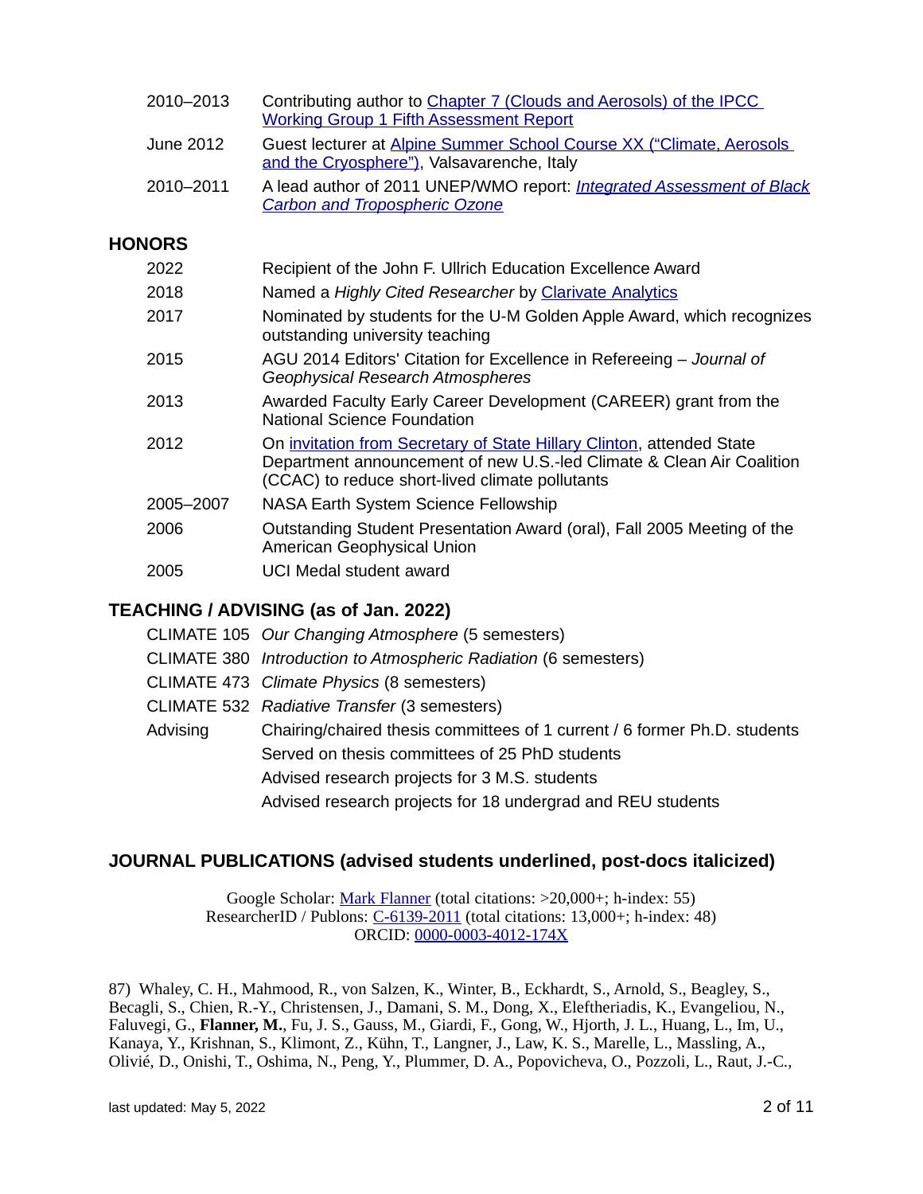| | |
|---|---|
| 2010–2013 | Contributing author to [Chapter 7 (Clouds and Aerosols) of the IPCC Working Group 1 Fifth Assessment Report]() |
| June 2012 | Guest lecturer at [Alpine Summer School Course XX ("Climate, Aerosols and the Cryosphere")](), Valsavarenche, Italy |
| 2010–2011 | A lead author of 2011 UNEP/WMO report: [*Integrated Assessment of Black Carbon and Tropospheric Ozone*]() |

## HONORS

| | |
|---|---|
| 2022 | Recipient of the John F. Ullrich Education Excellence Award |
| 2018 | Named a *Highly Cited Researcher* by [Clarivate Analytics]() |
| 2017 | Nominated by students for the U-M Golden Apple Award, which recognizes outstanding university teaching |
| 2015 | AGU 2014 Editors' Citation for Excellence in Refereeing – *Journal of Geophysical Research Atmospheres* |
| 2013 | Awarded Faculty Early Career Development (CAREER) grant from the National Science Foundation |
| 2012 | On [invitation from Secretary of State Hillary Clinton](), attended State Department announcement of new U.S.-led Climate & Clean Air Coalition (CCAC) to reduce short-lived climate pollutants |
| 2005–2007 | NASA Earth System Science Fellowship |
| 2006 | Outstanding Student Presentation Award (oral), Fall 2005 Meeting of the American Geophysical Union |
| 2005 | UCI Medal student award |

## TEACHING / ADVISING (as of Jan. 2022)

| | |
|---|---|
| CLIMATE 105 | *Our Changing Atmosphere* (5 semesters) |
| CLIMATE 380 | *Introduction to Atmospheric Radiation* (6 semesters) |
| CLIMATE 473 | *Climate Physics* (8 semesters) |
| CLIMATE 532 | *Radiative Transfer* (3 semesters) |
| Advising | Chairing/chaired thesis committees of 1 current / 6 former Ph.D. students |
| | Served on thesis committees of 25 PhD students |
| | Advised research projects for 3 M.S. students |
| | Advised research projects for 18 undergrad and REU students |

## JOURNAL PUBLICATIONS (advised students underlined, post-docs italicized)

Google Scholar: [Mark Flanner]() (total citations: >20,000+; h-index: 55)
ResearcherID / Publons: [C-6139-2011]() (total citations: 13,000+; h-index: 48)
ORCID: [0000-0003-4012-174X]()

87) Whaley, C. H., Mahmood, R., von Salzen, K., Winter, B., Eckhardt, S., Arnold, S., Beagley, S., Becagli, S., Chien, R.-Y., Christensen, J., Damani, S. M., Dong, X., Eleftheriadis, K., Evangeliou, N., Faluvegi, G., **Flanner, M.**, Fu, J. S., Gauss, M., Giardi, F., Gong, W., Hjorth, J. L., Huang, L., Im, U., Kanaya, Y., Krishnan, S., Klimont, Z., Kühn, T., Langner, J., Law, K. S., Marelle, L., Massling, A., Olivié, D., Onishi, T., Oshima, N., Peng, Y., Plummer, D. A., Popovicheva, O., Pozzoli, L., Raut, J.-C.,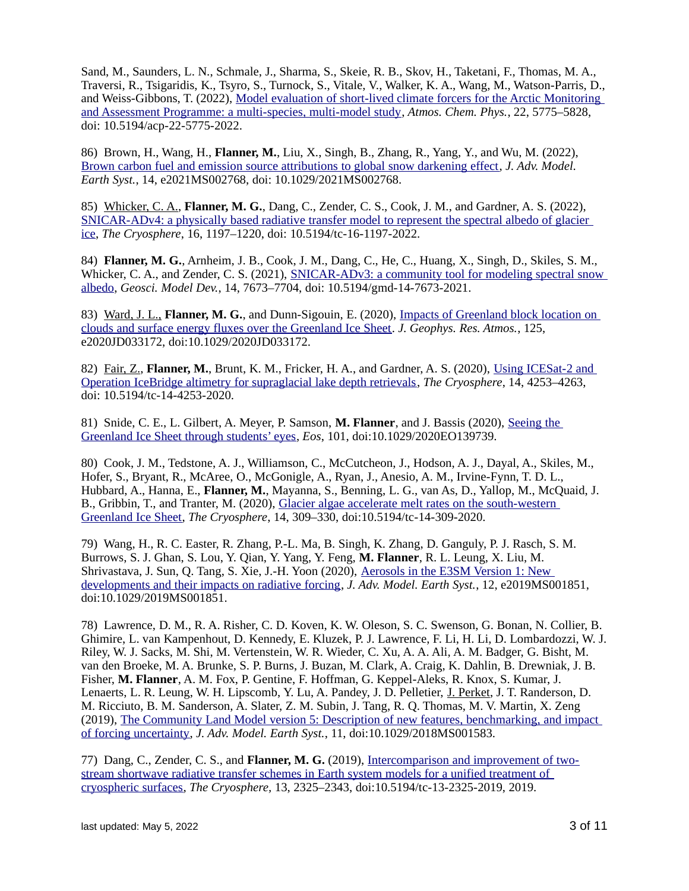Sand, M., Saunders, L. N., Schmale, J., Sharma, S., Skeie, R. B., Skov, H., Taketani, F., Thomas, M. A., Traversi, R., Tsigaridis, K., Tsyro, S., Turnock, S., Vitale, V., Walker, K. A., Wang, M., Watson-Parris, D., and Weiss-Gibbons, T. (2022), Model evaluation of short-lived climate forcers for the Arctic Monitoring and Assessment Programme: a multi-species, multi-model study, *Atmos. Chem. Phys.*, 22, 5775–5828, doi: 10.5194/acp-22-5775-2022.

86) Brown, H., Wang, H., **Flanner, M.**, Liu, X., Singh, B., Zhang, R., Yang, Y., and Wu, M. (2022), Brown carbon fuel and emission source attributions to global snow darkening effect, *J. Adv. Model. Earth Syst.*, 14, e2021MS002768, doi: 10.1029/2021MS002768.

85) Whicker, C. A., **Flanner, M. G.**, Dang, C., Zender, C. S., Cook, J. M., and Gardner, A. S. (2022), SNICAR-ADv4: a physically based radiative transfer model to represent the spectral albedo of glacier ice, *The Cryosphere*, 16, 1197–1220, doi: 10.5194/tc-16-1197-2022.

84) **Flanner, M. G.**, Arnheim, J. B., Cook, J. M., Dang, C., He, C., Huang, X., Singh, D., Skiles, S. M., Whicker, C. A., and Zender, C. S. (2021), SNICAR-ADv3: a community tool for modeling spectral snow albedo, *Geosci. Model Dev.*, 14, 7673–7704, doi: 10.5194/gmd-14-7673-2021.

83) Ward, J. L., **Flanner, M. G.**, and Dunn-Sigouin, E. (2020), Impacts of Greenland block location on clouds and surface energy fluxes over the Greenland Ice Sheet. *J. Geophys. Res. Atmos.*, 125, e2020JD033172, doi:10.1029/2020JD033172.

82) Fair, Z., **Flanner, M.**, Brunt, K. M., Fricker, H. A., and Gardner, A. S. (2020), Using ICESat-2 and Operation IceBridge altimetry for supraglacial lake depth retrievals, *The Cryosphere*, 14, 4253–4263, doi: 10.5194/tc-14-4253-2020.

81) Snide, C. E., L. Gilbert, A. Meyer, P. Samson, **M. Flanner**, and J. Bassis (2020), Seeing the Greenland Ice Sheet through students' eyes, *Eos*, 101, doi:10.1029/2020EO139739.

80) Cook, J. M., Tedstone, A. J., Williamson, C., McCutcheon, J., Hodson, A. J., Dayal, A., Skiles, M., Hofer, S., Bryant, R., McAree, O., McGonigle, A., Ryan, J., Anesio, A. M., Irvine-Fynn, T. D. L., Hubbard, A., Hanna, E., **Flanner, M.**, Mayanna, S., Benning, L. G., van As, D., Yallop, M., McQuaid, J. B., Gribbin, T., and Tranter, M. (2020), Glacier algae accelerate melt rates on the south-western Greenland Ice Sheet, *The Cryosphere*, 14, 309–330, doi:10.5194/tc-14-309-2020.

79) Wang, H., R. C. Easter, R. Zhang, P.-L. Ma, B. Singh, K. Zhang, D. Ganguly, P. J. Rasch, S. M. Burrows, S. J. Ghan, S. Lou, Y. Qian, Y. Yang, Y. Feng, **M. Flanner**, R. L. Leung, X. Liu, M. Shrivastava, J. Sun, Q. Tang, S. Xie, J.-H. Yoon (2020), Aerosols in the E3SM Version 1: New developments and their impacts on radiative forcing, *J. Adv. Model. Earth Syst.*, 12, e2019MS001851, doi:10.1029/2019MS001851.

78) Lawrence, D. M., R. A. Risher, C. D. Koven, K. W. Oleson, S. C. Swenson, G. Bonan, N. Collier, B. Ghimire, L. van Kampenhout, D. Kennedy, E. Kluzek, P. J. Lawrence, F. Li, H. Li, D. Lombardozzi, W. J. Riley, W. J. Sacks, M. Shi, M. Vertenstein, W. R. Wieder, C. Xu, A. A. Ali, A. M. Badger, G. Bisht, M. van den Broeke, M. A. Brunke, S. P. Burns, J. Buzan, M. Clark, A. Craig, K. Dahlin, B. Drewniak, J. B. Fisher, **M. Flanner**, A. M. Fox, P. Gentine, F. Hoffman, G. Keppel-Aleks, R. Knox, S. Kumar, J. Lenaerts, L. R. Leung, W. H. Lipscomb, Y. Lu, A. Pandey, J. D. Pelletier, J. Perket, J. T. Randerson, D. M. Ricciuto, B. M. Sanderson, A. Slater, Z. M. Subin, J. Tang, R. Q. Thomas, M. V. Martin, X. Zeng (2019), The Community Land Model version 5: Description of new features, benchmarking, and impact of forcing uncertainty, *J. Adv. Model. Earth Syst.*, 11, doi:10.1029/2018MS001583.

77) Dang, C., Zender, C. S., and **Flanner, M. G.** (2019), Intercomparison and improvement of two-stream shortwave radiative transfer schemes in Earth system models for a unified treatment of cryospheric surfaces, *The Cryosphere*, 13, 2325–2343, doi:10.5194/tc-13-2325-2019, 2019.

last updated: May 5, 2022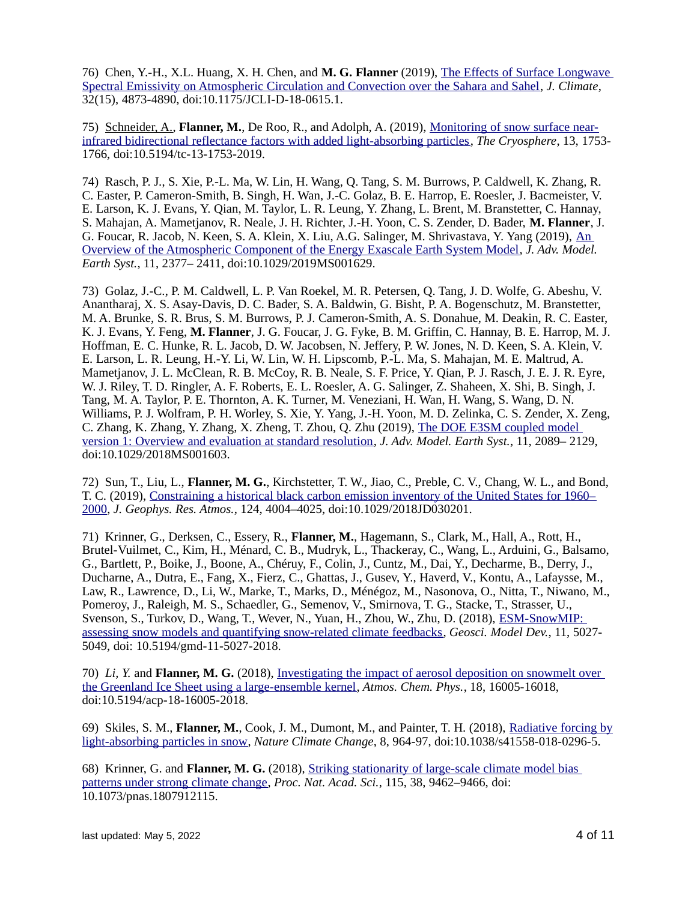76) Chen, Y.-H., X.L. Huang, X. H. Chen, and **M. G. Flanner** (2019), The Effects of Surface Longwave Spectral Emissivity on Atmospheric Circulation and Convection over the Sahara and Sahel, *J. Climate*, 32(15), 4873-4890, doi:10.1175/JCLI-D-18-0615.1.

75) Schneider, A., **Flanner, M.**, De Roo, R., and Adolph, A. (2019), Monitoring of snow surface near-infrared bidirectional reflectance factors with added light-absorbing particles, *The Cryosphere*, 13, 1753-1766, doi:10.5194/tc-13-1753-2019.

74) Rasch, P. J., S. Xie, P.-L. Ma, W. Lin, H. Wang, Q. Tang, S. M. Burrows, P. Caldwell, K. Zhang, R. C. Easter, P. Cameron-Smith, B. Singh, H. Wan, J.-C. Golaz, B. E. Harrop, E. Roesler, J. Bacmeister, V. E. Larson, K. J. Evans, Y. Qian, M. Taylor, L. R. Leung, Y. Zhang, L. Brent, M. Branstetter, C. Hannay, S. Mahajan, A. Mametjanov, R. Neale, J. H. Richter, J.-H. Yoon, C. S. Zender, D. Bader, **M. Flanner**, J. G. Foucar, R. Jacob, N. Keen, S. A. Klein, X. Liu, A.G. Salinger, M. Shrivastava, Y. Yang (2019), An Overview of the Atmospheric Component of the Energy Exascale Earth System Model, *J. Adv. Model. Earth Syst.*, 11, 2377– 2411, doi:10.1029/2019MS001629.

73) Golaz, J.-C., P. M. Caldwell, L. P. Van Roekel, M. R. Petersen, Q. Tang, J. D. Wolfe, G. Abeshu, V. Anantharaj, X. S. Asay-Davis, D. C. Bader, S. A. Baldwin, G. Bisht, P. A. Bogenschutz, M. Branstetter, M. A. Brunke, S. R. Brus, S. M. Burrows, P. J. Cameron-Smith, A. S. Donahue, M. Deakin, R. C. Easter, K. J. Evans, Y. Feng, **M. Flanner**, J. G. Foucar, J. G. Fyke, B. M. Griffin, C. Hannay, B. E. Harrop, M. J. Hoffman, E. C. Hunke, R. L. Jacob, D. W. Jacobsen, N. Jeffery, P. W. Jones, N. D. Keen, S. A. Klein, V. E. Larson, L. R. Leung, H.-Y. Li, W. Lin, W. H. Lipscomb, P.-L. Ma, S. Mahajan, M. E. Maltrud, A. Mametjanov, J. L. McClean, R. B. McCoy, R. B. Neale, S. F. Price, Y. Qian, P. J. Rasch, J. E. J. R. Eyre, W. J. Riley, T. D. Ringler, A. F. Roberts, E. L. Roesler, A. G. Salinger, Z. Shaheen, X. Shi, B. Singh, J. Tang, M. A. Taylor, P. E. Thornton, A. K. Turner, M. Veneziani, H. Wan, H. Wang, S. Wang, D. N. Williams, P. J. Wolfram, P. H. Worley, S. Xie, Y. Yang, J.-H. Yoon, M. D. Zelinka, C. S. Zender, X. Zeng, C. Zhang, K. Zhang, Y. Zhang, X. Zheng, T. Zhou, Q. Zhu (2019), The DOE E3SM coupled model version 1: Overview and evaluation at standard resolution, *J. Adv. Model. Earth Syst.*, 11, 2089– 2129, doi:10.1029/2018MS001603.

72) Sun, T., Liu, L., **Flanner, M. G.**, Kirchstetter, T. W., Jiao, C., Preble, C. V., Chang, W. L., and Bond, T. C. (2019), Constraining a historical black carbon emission inventory of the United States for 1960–2000, *J. Geophys. Res. Atmos.*, 124, 4004–4025, doi:10.1029/2018JD030201.

71) Krinner, G., Derksen, C., Essery, R., **Flanner, M.**, Hagemann, S., Clark, M., Hall, A., Rott, H., Brutel-Vuilmet, C., Kim, H., Ménard, C. B., Mudryk, L., Thackeray, C., Wang, L., Arduini, G., Balsamo, G., Bartlett, P., Boike, J., Boone, A., Chéruy, F., Colin, J., Cuntz, M., Dai, Y., Decharme, B., Derry, J., Ducharne, A., Dutra, E., Fang, X., Fierz, C., Ghattas, J., Gusev, Y., Haverd, V., Kontu, A., Lafaysse, M., Law, R., Lawrence, D., Li, W., Marke, T., Marks, D., Ménégoz, M., Nasonova, O., Nitta, T., Niwano, M., Pomeroy, J., Raleigh, M. S., Schaedler, G., Semenov, V., Smirnova, T. G., Stacke, T., Strasser, U., Svenson, S., Turkov, D., Wang, T., Wever, N., Yuan, H., Zhou, W., Zhu, D. (2018), ESM-SnowMIP: assessing snow models and quantifying snow-related climate feedbacks, *Geosci. Model Dev.*, 11, 5027-5049, doi: 10.5194/gmd-11-5027-2018.

70) *Li, Y.* and **Flanner, M. G.** (2018), Investigating the impact of aerosol deposition on snowmelt over the Greenland Ice Sheet using a large-ensemble kernel, *Atmos. Chem. Phys.*, 18, 16005-16018, doi:10.5194/acp-18-16005-2018.

69) Skiles, S. M., **Flanner, M.**, Cook, J. M., Dumont, M., and Painter, T. H. (2018), Radiative forcing by light-absorbing particles in snow, *Nature Climate Change*, 8, 964-97, doi:10.1038/s41558-018-0296-5.

68) Krinner, G. and **Flanner, M. G.** (2018), Striking stationarity of large-scale climate model bias patterns under strong climate change, *Proc. Nat. Acad. Sci.*, 115, 38, 9462–9466, doi: 10.1073/pnas.1807912115.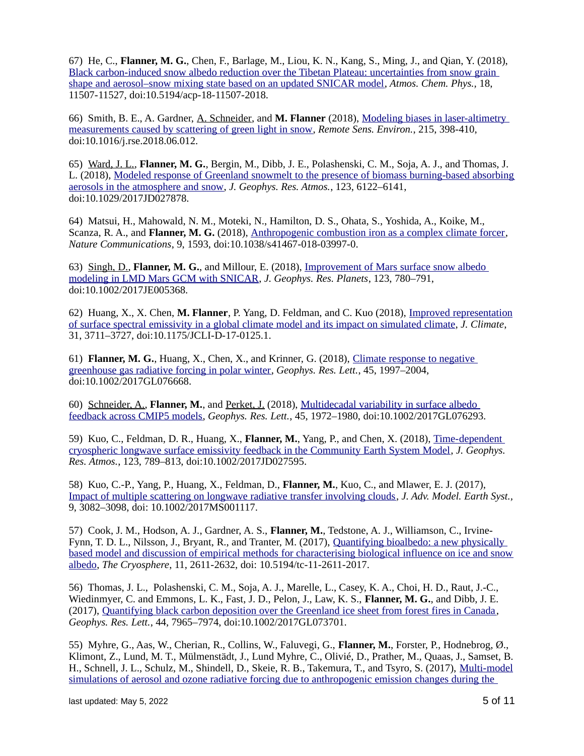67) He, C., **Flanner, M. G.**, Chen, F., Barlage, M., Liou, K. N., Kang, S., Ming, J., and Qian, Y. (2018), Black carbon-induced snow albedo reduction over the Tibetan Plateau: uncertainties from snow grain shape and aerosol–snow mixing state based on an updated SNICAR model, *Atmos. Chem. Phys.*, 18, 11507-11527, doi:10.5194/acp-18-11507-2018.

66) Smith, B. E., A. Gardner, A. Schneider, and **M. Flanner** (2018), Modeling biases in laser-altimetry measurements caused by scattering of green light in snow, *Remote Sens. Environ.*, 215, 398-410, doi:10.1016/j.rse.2018.06.012.

65) Ward, J. L., **Flanner, M. G.**, Bergin, M., Dibb, J. E., Polashenski, C. M., Soja, A. J., and Thomas, J. L. (2018), Modeled response of Greenland snowmelt to the presence of biomass burning-based absorbing aerosols in the atmosphere and snow, *J. Geophys. Res. Atmos.*, 123, 6122–6141, doi:10.1029/2017JD027878.

64) Matsui, H., Mahowald, N. M., Moteki, N., Hamilton, D. S., Ohata, S., Yoshida, A., Koike, M., Scanza, R. A., and **Flanner, M. G.** (2018), Anthropogenic combustion iron as a complex climate forcer, *Nature Communications*, 9, 1593, doi:10.1038/s41467-018-03997-0.

63) Singh, D., **Flanner, M. G.**, and Millour, E. (2018), Improvement of Mars surface snow albedo modeling in LMD Mars GCM with SNICAR, *J. Geophys. Res. Planets*, 123, 780–791, doi:10.1002/2017JE005368.

62) Huang, X., X. Chen, **M. Flanner**, P. Yang, D. Feldman, and C. Kuo (2018), Improved representation of surface spectral emissivity in a global climate model and its impact on simulated climate, *J. Climate*, 31, 3711–3727, doi:10.1175/JCLI-D-17-0125.1.

61) **Flanner, M. G.**, Huang, X., Chen, X., and Krinner, G. (2018), Climate response to negative greenhouse gas radiative forcing in polar winter, *Geophys. Res. Lett.*, 45, 1997–2004, doi:10.1002/2017GL076668.

60) Schneider, A., **Flanner, M.**, and Perket, J. (2018), Multidecadal variability in surface albedo feedback across CMIP5 models, *Geophys. Res. Lett.*, 45, 1972–1980, doi:10.1002/2017GL076293.

59) Kuo, C., Feldman, D. R., Huang, X., **Flanner, M.**, Yang, P., and Chen, X. (2018), Time-dependent cryospheric longwave surface emissivity feedback in the Community Earth System Model, *J. Geophys. Res. Atmos.*, 123, 789–813, doi:10.1002/2017JD027595.

58) Kuo, C.-P., Yang, P., Huang, X., Feldman, D., **Flanner, M.**, Kuo, C., and Mlawer, E. J. (2017), Impact of multiple scattering on longwave radiative transfer involving clouds, *J. Adv. Model. Earth Syst.*, 9, 3082–3098, doi: 10.1002/2017MS001117.

57) Cook, J. M., Hodson, A. J., Gardner, A. S., **Flanner, M.**, Tedstone, A. J., Williamson, C., Irvine-Fynn, T. D. L., Nilsson, J., Bryant, R., and Tranter, M. (2017), Quantifying bioalbedo: a new physically based model and discussion of empirical methods for characterising biological influence on ice and snow albedo, *The Cryosphere*, 11, 2611-2632, doi: 10.5194/tc-11-2611-2017.

56) Thomas, J. L., Polashenski, C. M., Soja, A. J., Marelle, L., Casey, K. A., Choi, H. D., Raut, J.-C., Wiedinmyer, C. and Emmons, L. K., Fast, J. D., Pelon, J., Law, K. S., **Flanner, M. G.**, and Dibb, J. E. (2017), Quantifying black carbon deposition over the Greenland ice sheet from forest fires in Canada, *Geophys. Res. Lett.*, 44, 7965–7974, doi:10.1002/2017GL073701.

55) Myhre, G., Aas, W., Cherian, R., Collins, W., Faluvegi, G., **Flanner, M.**, Forster, P., Hodnebrog, Ø., Klimont, Z., Lund, M. T., Mülmenstädt, J., Lund Myhre, C., Olivié, D., Prather, M., Quaas, J., Samset, B. H., Schnell, J. L., Schulz, M., Shindell, D., Skeie, R. B., Takemura, T., and Tsyro, S. (2017), Multi-model simulations of aerosol and ozone radiative forcing due to anthropogenic emission changes during the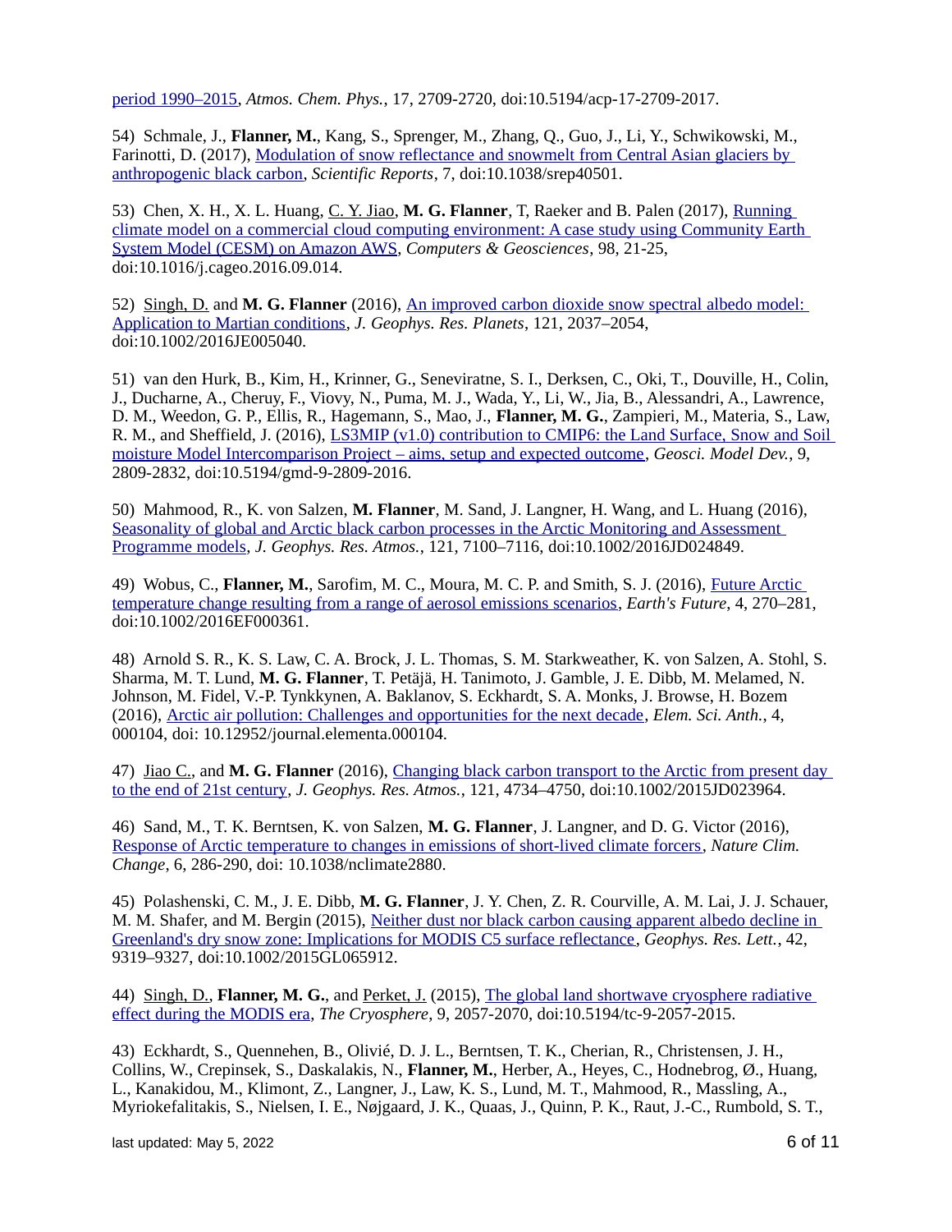period 1990–2015, *Atmos. Chem. Phys.*, 17, 2709-2720, doi:10.5194/acp-17-2709-2017.

54) Schmale, J., **Flanner, M.**, Kang, S., Sprenger, M., Zhang, Q., Guo, J., Li, Y., Schwikowski, M., Farinotti, D. (2017), Modulation of snow reflectance and snowmelt from Central Asian glaciers by anthropogenic black carbon, *Scientific Reports*, 7, doi:10.1038/srep40501.

53) Chen, X. H., X. L. Huang, C. Y. Jiao, **M. G. Flanner**, T, Raeker and B. Palen (2017), Running climate model on a commercial cloud computing environment: A case study using Community Earth System Model (CESM) on Amazon AWS, *Computers & Geosciences*, 98, 21-25, doi:10.1016/j.cageo.2016.09.014.

52) Singh, D. and **M. G. Flanner** (2016), An improved carbon dioxide snow spectral albedo model: Application to Martian conditions, *J. Geophys. Res. Planets*, 121, 2037–2054, doi:10.1002/2016JE005040.

51) van den Hurk, B., Kim, H., Krinner, G., Seneviratne, S. I., Derksen, C., Oki, T., Douville, H., Colin, J., Ducharne, A., Cheruy, F., Viovy, N., Puma, M. J., Wada, Y., Li, W., Jia, B., Alessandri, A., Lawrence, D. M., Weedon, G. P., Ellis, R., Hagemann, S., Mao, J., **Flanner, M. G.**, Zampieri, M., Materia, S., Law, R. M., and Sheffield, J. (2016), LS3MIP (v1.0) contribution to CMIP6: the Land Surface, Snow and Soil moisture Model Intercomparison Project – aims, setup and expected outcome, *Geosci. Model Dev.*, 9, 2809-2832, doi:10.5194/gmd-9-2809-2016.

50) Mahmood, R., K. von Salzen, **M. Flanner**, M. Sand, J. Langner, H. Wang, and L. Huang (2016), Seasonality of global and Arctic black carbon processes in the Arctic Monitoring and Assessment Programme models, *J. Geophys. Res. Atmos.*, 121, 7100–7116, doi:10.1002/2016JD024849.

49) Wobus, C., **Flanner, M.**, Sarofim, M. C., Moura, M. C. P. and Smith, S. J. (2016), Future Arctic temperature change resulting from a range of aerosol emissions scenarios, *Earth's Future*, 4, 270–281, doi:10.1002/2016EF000361.

48) Arnold S. R., K. S. Law, C. A. Brock, J. L. Thomas, S. M. Starkweather, K. von Salzen, A. Stohl, S. Sharma, M. T. Lund, **M. G. Flanner**, T. Petäjä, H. Tanimoto, J. Gamble, J. E. Dibb, M. Melamed, N. Johnson, M. Fidel, V.-P. Tynkkynen, A. Baklanov, S. Eckhardt, S. A. Monks, J. Browse, H. Bozem (2016), Arctic air pollution: Challenges and opportunities for the next decade, *Elem. Sci. Anth.*, 4, 000104, doi: 10.12952/journal.elementa.000104.

47) Jiao C., and **M. G. Flanner** (2016), Changing black carbon transport to the Arctic from present day to the end of 21st century, *J. Geophys. Res. Atmos.*, 121, 4734–4750, doi:10.1002/2015JD023964.

46) Sand, M., T. K. Berntsen, K. von Salzen, **M. G. Flanner**, J. Langner, and D. G. Victor (2016), Response of Arctic temperature to changes in emissions of short-lived climate forcers, *Nature Clim. Change*, 6, 286-290, doi: 10.1038/nclimate2880.

45) Polashenski, C. M., J. E. Dibb, **M. G. Flanner**, J. Y. Chen, Z. R. Courville, A. M. Lai, J. J. Schauer, M. M. Shafer, and M. Bergin (2015), Neither dust nor black carbon causing apparent albedo decline in Greenland's dry snow zone: Implications for MODIS C5 surface reflectance, *Geophys. Res. Lett.*, 42, 9319–9327, doi:10.1002/2015GL065912.

44) Singh, D., **Flanner, M. G.**, and Perket, J. (2015), The global land shortwave cryosphere radiative effect during the MODIS era, *The Cryosphere*, 9, 2057-2070, doi:10.5194/tc-9-2057-2015.

43) Eckhardt, S., Quennehen, B., Olivié, D. J. L., Berntsen, T. K., Cherian, R., Christensen, J. H., Collins, W., Crepinsek, S., Daskalakis, N., **Flanner, M.**, Herber, A., Heyes, C., Hodnebrog, Ø., Huang, L., Kanakidou, M., Klimont, Z., Langner, J., Law, K. S., Lund, M. T., Mahmood, R., Massling, A., Myriokefalitakis, S., Nielsen, I. E., Nøjgaard, J. K., Quaas, J., Quinn, P. K., Raut, J.-C., Rumbold, S. T.,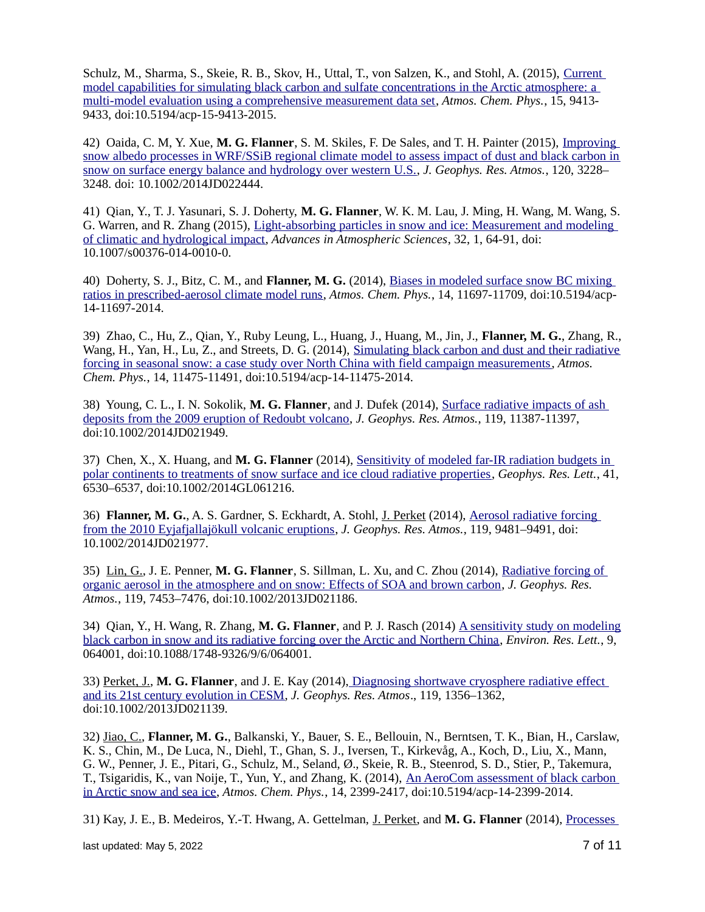Schulz, M., Sharma, S., Skeie, R. B., Skov, H., Uttal, T., von Salzen, K., and Stohl, A. (2015), Current model capabilities for simulating black carbon and sulfate concentrations in the Arctic atmosphere: a multi-model evaluation using a comprehensive measurement data set, *Atmos. Chem. Phys.*, 15, 9413-9433, doi:10.5194/acp-15-9413-2015.

42) Oaida, C. M, Y. Xue, **M. G. Flanner**, S. M. Skiles, F. De Sales, and T. H. Painter (2015), Improving snow albedo processes in WRF/SSiB regional climate model to assess impact of dust and black carbon in snow on surface energy balance and hydrology over western U.S., *J. Geophys. Res. Atmos.*, 120, 3228–3248. doi: 10.1002/2014JD022444.

41) Qian, Y., T. J. Yasunari, S. J. Doherty, **M. G. Flanner**, W. K. M. Lau, J. Ming, H. Wang, M. Wang, S. G. Warren, and R. Zhang (2015), Light-absorbing particles in snow and ice: Measurement and modeling of climatic and hydrological impact, *Advances in Atmospheric Sciences*, 32, 1, 64-91, doi: 10.1007/s00376-014-0010-0.

40) Doherty, S. J., Bitz, C. M., and **Flanner, M. G.** (2014), Biases in modeled surface snow BC mixing ratios in prescribed-aerosol climate model runs, *Atmos. Chem. Phys.*, 14, 11697-11709, doi:10.5194/acp-14-11697-2014.

39) Zhao, C., Hu, Z., Qian, Y., Ruby Leung, L., Huang, J., Huang, M., Jin, J., **Flanner, M. G.**, Zhang, R., Wang, H., Yan, H., Lu, Z., and Streets, D. G. (2014), Simulating black carbon and dust and their radiative forcing in seasonal snow: a case study over North China with field campaign measurements, *Atmos. Chem. Phys.*, 14, 11475-11491, doi:10.5194/acp-14-11475-2014.

38) Young, C. L., I. N. Sokolik, **M. G. Flanner**, and J. Dufek (2014), Surface radiative impacts of ash deposits from the 2009 eruption of Redoubt volcano, *J. Geophys. Res. Atmos.*, 119, 11387-11397, doi:10.1002/2014JD021949.

37) Chen, X., X. Huang, and **M. G. Flanner** (2014), Sensitivity of modeled far-IR radiation budgets in polar continents to treatments of snow surface and ice cloud radiative properties, *Geophys. Res. Lett.*, 41, 6530–6537, doi:10.1002/2014GL061216.

36) **Flanner, M. G.**, A. S. Gardner, S. Eckhardt, A. Stohl, J. Perket (2014), Aerosol radiative forcing from the 2010 Eyjafjallajökull volcanic eruptions, *J. Geophys. Res. Atmos.*, 119, 9481–9491, doi: 10.1002/2014JD021977.

35) Lin, G., J. E. Penner, **M. G. Flanner**, S. Sillman, L. Xu, and C. Zhou (2014), Radiative forcing of organic aerosol in the atmosphere and on snow: Effects of SOA and brown carbon, *J. Geophys. Res. Atmos.*, 119, 7453–7476, doi:10.1002/2013JD021186.

34) Qian, Y., H. Wang, R. Zhang, **M. G. Flanner**, and P. J. Rasch (2014) A sensitivity study on modeling black carbon in snow and its radiative forcing over the Arctic and Northern China, *Environ. Res. Lett.*, 9, 064001, doi:10.1088/1748-9326/9/6/064001.

33) Perket, J., **M. G. Flanner**, and J. E. Kay (2014), Diagnosing shortwave cryosphere radiative effect and its 21st century evolution in CESM, *J. Geophys. Res. Atmos*., 119, 1356–1362, doi:10.1002/2013JD021139.

32) Jiao, C., **Flanner, M. G.**, Balkanski, Y., Bauer, S. E., Bellouin, N., Berntsen, T. K., Bian, H., Carslaw, K. S., Chin, M., De Luca, N., Diehl, T., Ghan, S. J., Iversen, T., Kirkevåg, A., Koch, D., Liu, X., Mann, G. W., Penner, J. E., Pitari, G., Schulz, M., Seland, Ø., Skeie, R. B., Steenrod, S. D., Stier, P., Takemura, T., Tsigaridis, K., van Noije, T., Yun, Y., and Zhang, K. (2014), An AeroCom assessment of black carbon in Arctic snow and sea ice, *Atmos. Chem. Phys.*, 14, 2399-2417, doi:10.5194/acp-14-2399-2014.

31) Kay, J. E., B. Medeiros, Y.-T. Hwang, A. Gettelman, J. Perket, and **M. G. Flanner** (2014), Processes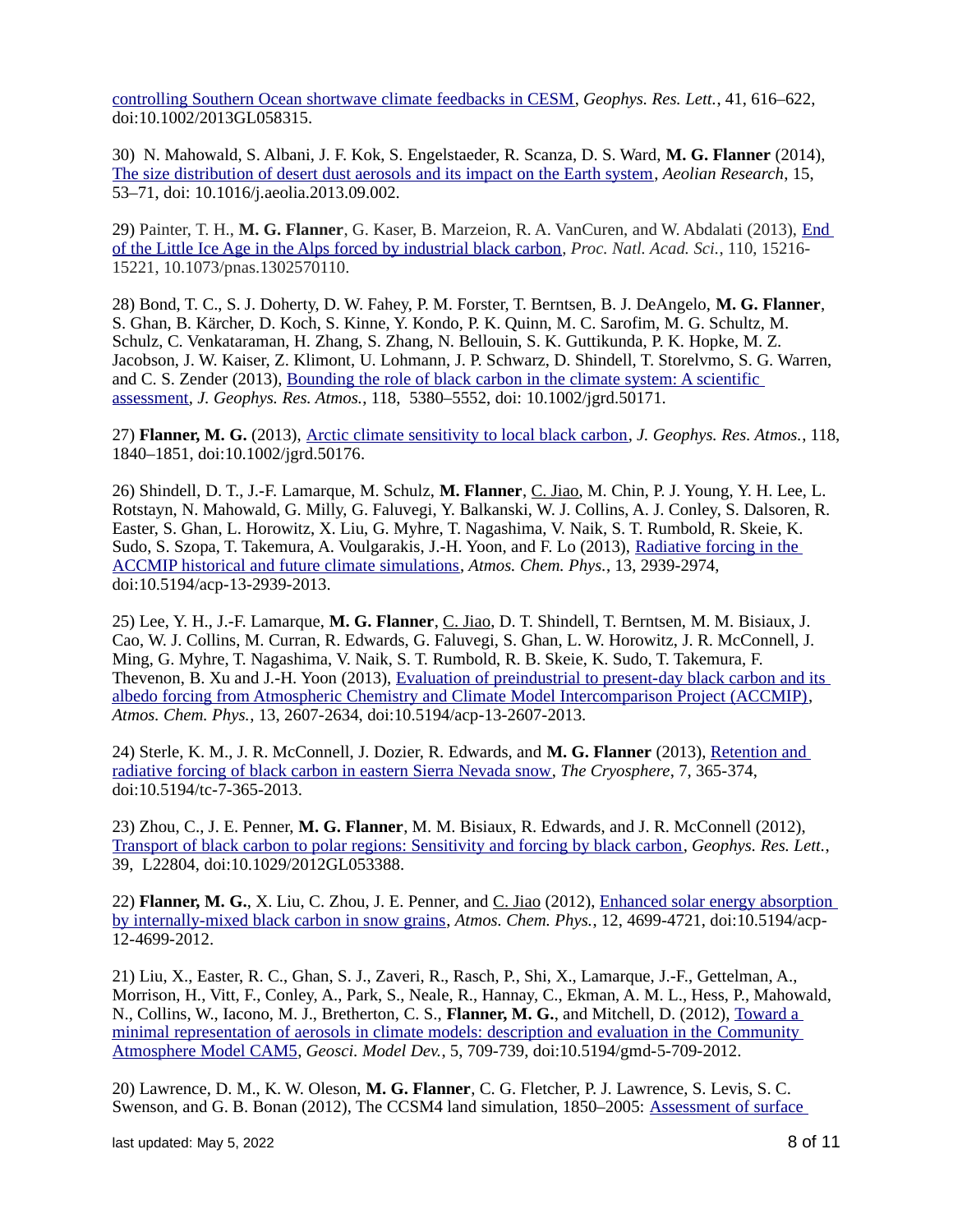controlling Southern Ocean shortwave climate feedbacks in CESM, *Geophys. Res. Lett.*, 41, 616–622, doi:10.1002/2013GL058315.

30) N. Mahowald, S. Albani, J. F. Kok, S. Engelstaeder, R. Scanza, D. S. Ward, **M. G. Flanner** (2014), The size distribution of desert dust aerosols and its impact on the Earth system, *Aeolian Research*, 15, 53–71, doi: 10.1016/j.aeolia.2013.09.002.

29) Painter, T. H., **M. G. Flanner**, G. Kaser, B. Marzeion, R. A. VanCuren, and W. Abdalati (2013), End of the Little Ice Age in the Alps forced by industrial black carbon, *Proc. Natl. Acad. Sci.*, 110, 15216-15221, 10.1073/pnas.1302570110.

28) Bond, T. C., S. J. Doherty, D. W. Fahey, P. M. Forster, T. Berntsen, B. J. DeAngelo, **M. G. Flanner**, S. Ghan, B. Kärcher, D. Koch, S. Kinne, Y. Kondo, P. K. Quinn, M. C. Sarofim, M. G. Schultz, M. Schulz, C. Venkataraman, H. Zhang, S. Zhang, N. Bellouin, S. K. Guttikunda, P. K. Hopke, M. Z. Jacobson, J. W. Kaiser, Z. Klimont, U. Lohmann, J. P. Schwarz, D. Shindell, T. Storelvmo, S. G. Warren, and C. S. Zender (2013), Bounding the role of black carbon in the climate system: A scientific assessment, *J. Geophys. Res. Atmos.*, 118, 5380–5552, doi: 10.1002/jgrd.50171.

27) **Flanner, M. G.** (2013), Arctic climate sensitivity to local black carbon, *J. Geophys. Res. Atmos.*, 118, 1840–1851, doi:10.1002/jgrd.50176.

26) Shindell, D. T., J.-F. Lamarque, M. Schulz, **M. Flanner**, C. Jiao, M. Chin, P. J. Young, Y. H. Lee, L. Rotstayn, N. Mahowald, G. Milly, G. Faluvegi, Y. Balkanski, W. J. Collins, A. J. Conley, S. Dalsoren, R. Easter, S. Ghan, L. Horowitz, X. Liu, G. Myhre, T. Nagashima, V. Naik, S. T. Rumbold, R. Skeie, K. Sudo, S. Szopa, T. Takemura, A. Voulgarakis, J.-H. Yoon, and F. Lo (2013), Radiative forcing in the ACCMIP historical and future climate simulations, *Atmos. Chem. Phys.*, 13, 2939-2974, doi:10.5194/acp-13-2939-2013.

25) Lee, Y. H., J.-F. Lamarque, **M. G. Flanner**, C. Jiao, D. T. Shindell, T. Berntsen, M. M. Bisiaux, J. Cao, W. J. Collins, M. Curran, R. Edwards, G. Faluvegi, S. Ghan, L. W. Horowitz, J. R. McConnell, J. Ming, G. Myhre, T. Nagashima, V. Naik, S. T. Rumbold, R. B. Skeie, K. Sudo, T. Takemura, F. Thevenon, B. Xu and J.-H. Yoon (2013), Evaluation of preindustrial to present-day black carbon and its albedo forcing from Atmospheric Chemistry and Climate Model Intercomparison Project (ACCMIP), *Atmos. Chem. Phys.*, 13, 2607-2634, doi:10.5194/acp-13-2607-2013.

24) Sterle, K. M., J. R. McConnell, J. Dozier, R. Edwards, and **M. G. Flanner** (2013), Retention and radiative forcing of black carbon in eastern Sierra Nevada snow, *The Cryosphere*, 7, 365-374, doi:10.5194/tc-7-365-2013.

23) Zhou, C., J. E. Penner, **M. G. Flanner**, M. M. Bisiaux, R. Edwards, and J. R. McConnell (2012), Transport of black carbon to polar regions: Sensitivity and forcing by black carbon, *Geophys. Res. Lett.*, 39, L22804, doi:10.1029/2012GL053388.

22) **Flanner, M. G.**, X. Liu, C. Zhou, J. E. Penner, and C. Jiao (2012), Enhanced solar energy absorption by internally-mixed black carbon in snow grains, *Atmos. Chem. Phys.*, 12, 4699-4721, doi:10.5194/acp-12-4699-2012.

21) Liu, X., Easter, R. C., Ghan, S. J., Zaveri, R., Rasch, P., Shi, X., Lamarque, J.-F., Gettelman, A., Morrison, H., Vitt, F., Conley, A., Park, S., Neale, R., Hannay, C., Ekman, A. M. L., Hess, P., Mahowald, N., Collins, W., Iacono, M. J., Bretherton, C. S., **Flanner, M. G.**, and Mitchell, D. (2012), Toward a minimal representation of aerosols in climate models: description and evaluation in the Community Atmosphere Model CAM5, *Geosci. Model Dev.*, 5, 709-739, doi:10.5194/gmd-5-709-2012.

20) Lawrence, D. M., K. W. Oleson, **M. G. Flanner**, C. G. Fletcher, P. J. Lawrence, S. Levis, S. C. Swenson, and G. B. Bonan (2012), The CCSM4 land simulation, 1850–2005: Assessment of surface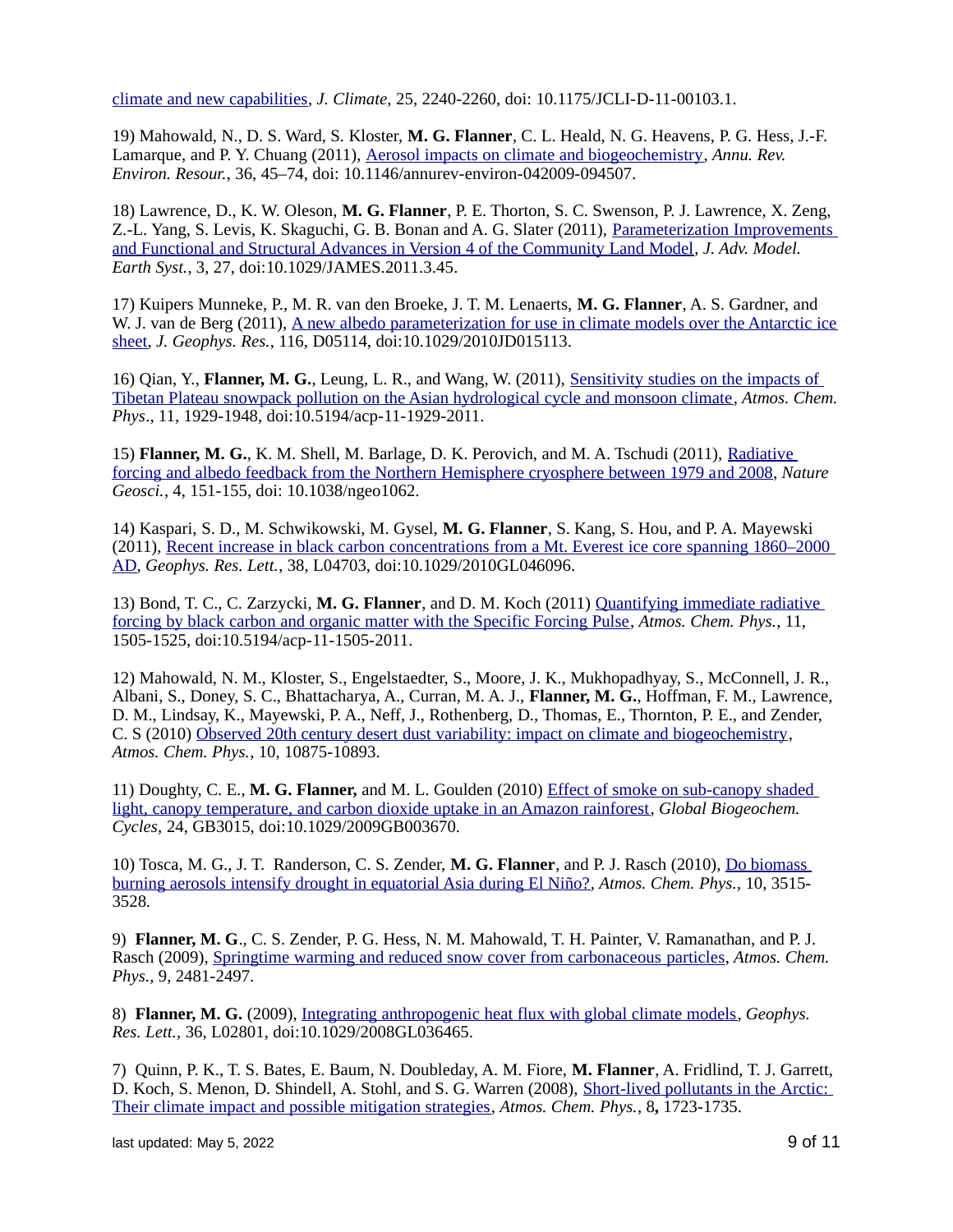climate and new capabilities, *J. Climate*, 25, 2240-2260, doi: 10.1175/JCLI-D-11-00103.1.

19) Mahowald, N., D. S. Ward, S. Kloster, **M. G. Flanner**, C. L. Heald, N. G. Heavens, P. G. Hess, J.-F. Lamarque, and P. Y. Chuang (2011), Aerosol impacts on climate and biogeochemistry, *Annu. Rev. Environ. Resour.*, 36, 45–74, doi: 10.1146/annurev-environ-042009-094507.

18) Lawrence, D., K. W. Oleson, **M. G. Flanner**, P. E. Thorton, S. C. Swenson, P. J. Lawrence, X. Zeng, Z.-L. Yang, S. Levis, K. Skaguchi, G. B. Bonan and A. G. Slater (2011), Parameterization Improvements and Functional and Structural Advances in Version 4 of the Community Land Model, *J. Adv. Model. Earth Syst.*, 3, 27, doi:10.1029/JAMES.2011.3.45.

17) Kuipers Munneke, P., M. R. van den Broeke, J. T. M. Lenaerts, **M. G. Flanner**, A. S. Gardner, and W. J. van de Berg (2011), A new albedo parameterization for use in climate models over the Antarctic ice sheet, *J. Geophys. Res.*, 116, D05114, doi:10.1029/2010JD015113.

16) Qian, Y., **Flanner, M. G.**, Leung, L. R., and Wang, W. (2011), Sensitivity studies on the impacts of Tibetan Plateau snowpack pollution on the Asian hydrological cycle and monsoon climate, *Atmos. Chem. Phys*., 11, 1929-1948, doi:10.5194/acp-11-1929-2011.

15) **Flanner, M. G.**, K. M. Shell, M. Barlage, D. K. Perovich, and M. A. Tschudi (2011), Radiative forcing and albedo feedback from the Northern Hemisphere cryosphere between 1979 and 2008, *Nature Geosci.*, 4, 151-155, doi: 10.1038/ngeo1062.

14) Kaspari, S. D., M. Schwikowski, M. Gysel, **M. G. Flanner**, S. Kang, S. Hou, and P. A. Mayewski (2011), Recent increase in black carbon concentrations from a Mt. Everest ice core spanning 1860–2000 AD, *Geophys. Res. Lett.*, 38, L04703, doi:10.1029/2010GL046096.

13) Bond, T. C., C. Zarzycki, **M. G. Flanner**, and D. M. Koch (2011) Quantifying immediate radiative forcing by black carbon and organic matter with the Specific Forcing Pulse, *Atmos. Chem. Phys.*, 11, 1505-1525, doi:10.5194/acp-11-1505-2011.

12) Mahowald, N. M., Kloster, S., Engelstaedter, S., Moore, J. K., Mukhopadhyay, S., McConnell, J. R., Albani, S., Doney, S. C., Bhattacharya, A., Curran, M. A. J., **Flanner, M. G.**, Hoffman, F. M., Lawrence, D. M., Lindsay, K., Mayewski, P. A., Neff, J., Rothenberg, D., Thomas, E., Thornton, P. E., and Zender, C. S (2010) Observed 20th century desert dust variability: impact on climate and biogeochemistry, *Atmos. Chem. Phys.*, 10, 10875-10893.

11) Doughty, C. E., **M. G. Flanner,** and M. L. Goulden (2010) Effect of smoke on sub-canopy shaded light, canopy temperature, and carbon dioxide uptake in an Amazon rainforest, *Global Biogeochem. Cycles*, 24, GB3015, doi:10.1029/2009GB003670.

10) Tosca, M. G., J. T. Randerson, C. S. Zender, **M. G. Flanner**, and P. J. Rasch (2010), Do biomass burning aerosols intensify drought in equatorial Asia during El Niño?, *Atmos. Chem. Phys.*, 10, 3515-3528.

9) **Flanner, M. G**., C. S. Zender, P. G. Hess, N. M. Mahowald, T. H. Painter, V. Ramanathan, and P. J. Rasch (2009), Springtime warming and reduced snow cover from carbonaceous particles, *Atmos. Chem. Phys.,* 9, 2481-2497.

8) **Flanner, M. G.** (2009), Integrating anthropogenic heat flux with global climate models, *Geophys. Res. Lett.*, 36, L02801, doi:10.1029/2008GL036465.

7) Quinn, P. K., T. S. Bates, E. Baum, N. Doubleday, A. M. Fiore, **M. Flanner**, A. Fridlind, T. J. Garrett, D. Koch, S. Menon, D. Shindell, A. Stohl, and S. G. Warren (2008), Short-lived pollutants in the Arctic: Their climate impact and possible mitigation strategies, *Atmos. Chem. Phys.*, 8**,** 1723-1735.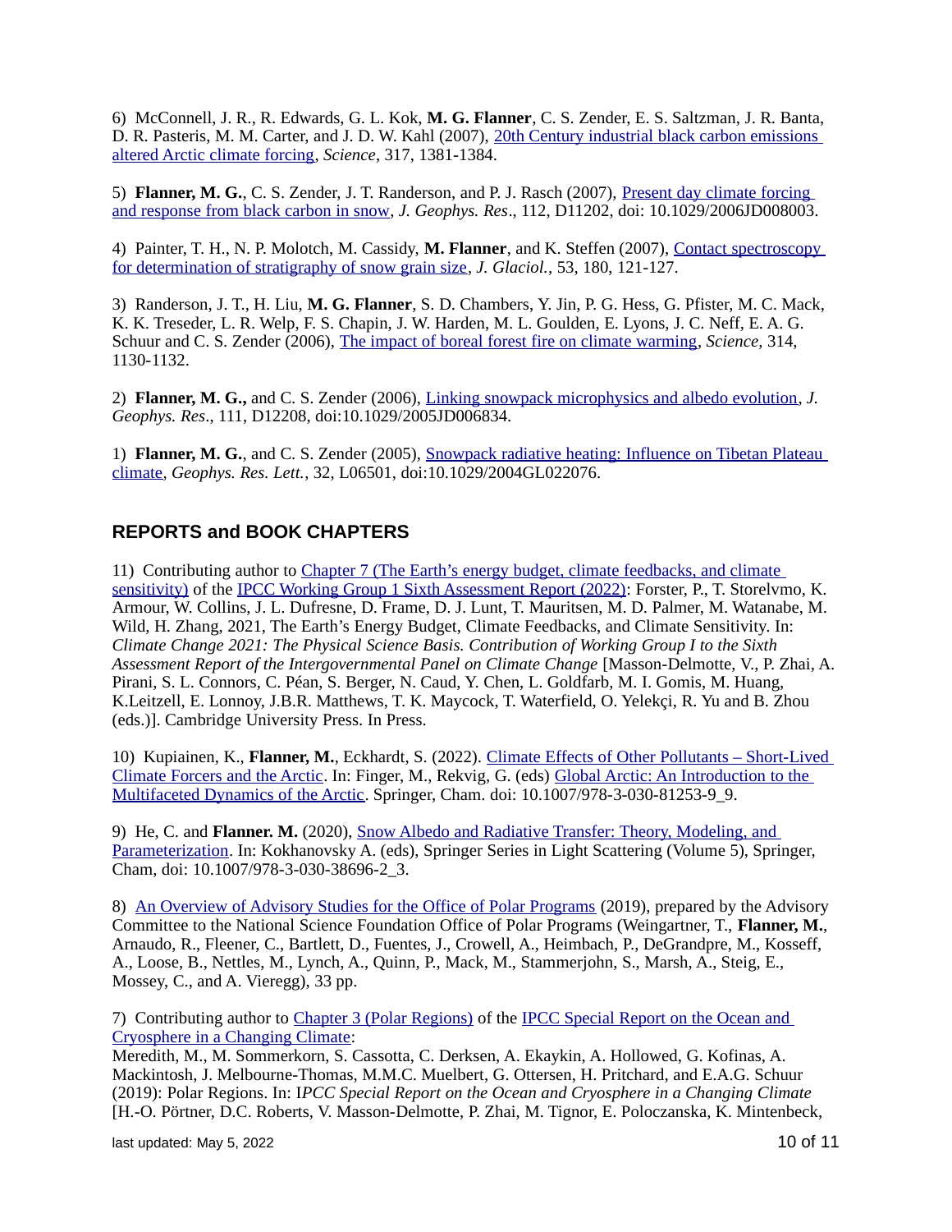6) McConnell, J. R., R. Edwards, G. L. Kok, **M. G. Flanner**, C. S. Zender, E. S. Saltzman, J. R. Banta, D. R. Pasteris, M. M. Carter, and J. D. W. Kahl (2007), [20th Century industrial black carbon emissions altered Arctic climate forcing](), *Science*, 317, 1381-1384.

5) **Flanner, M. G.**, C. S. Zender, J. T. Randerson, and P. J. Rasch (2007), [Present day climate forcing and response from black carbon in snow](), *J. Geophys. Res*., 112, D11202, doi: 10.1029/2006JD008003.

4) Painter, T. H., N. P. Molotch, M. Cassidy, **M. Flanner**, and K. Steffen (2007), [Contact spectroscopy for determination of stratigraphy of snow grain size](), *J. Glaciol.*, 53, 180, 121-127.

3) Randerson, J. T., H. Liu, **M. G. Flanner**, S. D. Chambers, Y. Jin, P. G. Hess, G. Pfister, M. C. Mack, K. K. Treseder, L. R. Welp, F. S. Chapin, J. W. Harden, M. L. Goulden, E. Lyons, J. C. Neff, E. A. G. Schuur and C. S. Zender (2006), [The impact of boreal forest fire on climate warming](), *Science*, 314, 1130-1132.

2) **Flanner, M. G.,** and C. S. Zender (2006), [Linking snowpack microphysics and albedo evolution](), *J. Geophys. Res*., 111, D12208, doi:10.1029/2005JD006834.

1) **Flanner, M. G.**, and C. S. Zender (2005), [Snowpack radiative heating: Influence on Tibetan Plateau climate](), *Geophys. Res. Lett.*, 32, L06501, doi:10.1029/2004GL022076.

## REPORTS and BOOK CHAPTERS

11) Contributing author to [Chapter 7 (The Earth's energy budget, climate feedbacks, and climate sensitivity)]() of the [IPCC Working Group 1 Sixth Assessment Report (2022)](): Forster, P., T. Storelvmo, K. Armour, W. Collins, J. L. Dufresne, D. Frame, D. J. Lunt, T. Mauritsen, M. D. Palmer, M. Watanabe, M. Wild, H. Zhang, 2021, The Earth's Energy Budget, Climate Feedbacks, and Climate Sensitivity. In: *Climate Change 2021: The Physical Science Basis. Contribution of Working Group I to the Sixth Assessment Report of the Intergovernmental Panel on Climate Change* [Masson-Delmotte, V., P. Zhai, A. Pirani, S. L. Connors, C. Péan, S. Berger, N. Caud, Y. Chen, L. Goldfarb, M. I. Gomis, M. Huang, K.Leitzell, E. Lonnoy, J.B.R. Matthews, T. K. Maycock, T. Waterfield, O. Yelekçi, R. Yu and B. Zhou (eds.)]. Cambridge University Press. In Press.

10) Kupiainen, K., **Flanner, M.**, Eckhardt, S. (2022). [Climate Effects of Other Pollutants – Short-Lived Climate Forcers and the Arctic](). In: Finger, M., Rekvig, G. (eds) [Global Arctic: An Introduction to the Multifaceted Dynamics of the Arctic](). Springer, Cham. doi: 10.1007/978-3-030-81253-9_9.

9) He, C. and **Flanner. M.** (2020), [Snow Albedo and Radiative Transfer: Theory, Modeling, and Parameterization](). In: Kokhanovsky A. (eds), Springer Series in Light Scattering (Volume 5), Springer, Cham, doi: 10.1007/978-3-030-38696-2_3.

8) [An Overview of Advisory Studies for the Office of Polar Programs]() (2019), prepared by the Advisory Committee to the National Science Foundation Office of Polar Programs (Weingartner, T., **Flanner, M.**, Arnaudo, R., Fleener, C., Bartlett, D., Fuentes, J., Crowell, A., Heimbach, P., DeGrandpre, M., Kosseff, A., Loose, B., Nettles, M., Lynch, A., Quinn, P., Mack, M., Stammerjohn, S., Marsh, A., Steig, E., Mossey, C., and A. Vieregg), 33 pp.

7) Contributing author to [Chapter 3 (Polar Regions)]() of the [IPCC Special Report on the Ocean and Cryosphere in a Changing Climate]():
Meredith, M., M. Sommerkorn, S. Cassotta, C. Derksen, A. Ekaykin, A. Hollowed, G. Kofinas, A. Mackintosh, J. Melbourne-Thomas, M.M.C. Muelbert, G. Ottersen, H. Pritchard, and E.A.G. Schuur (2019): Polar Regions. In: I*PCC Special Report on the Ocean and Cryosphere in a Changing Climate* [H.-O. Pörtner, D.C. Roberts, V. Masson-Delmotte, P. Zhai, M. Tignor, E. Poloczanska, K. Mintenbeck,

last updated: May 5, 2022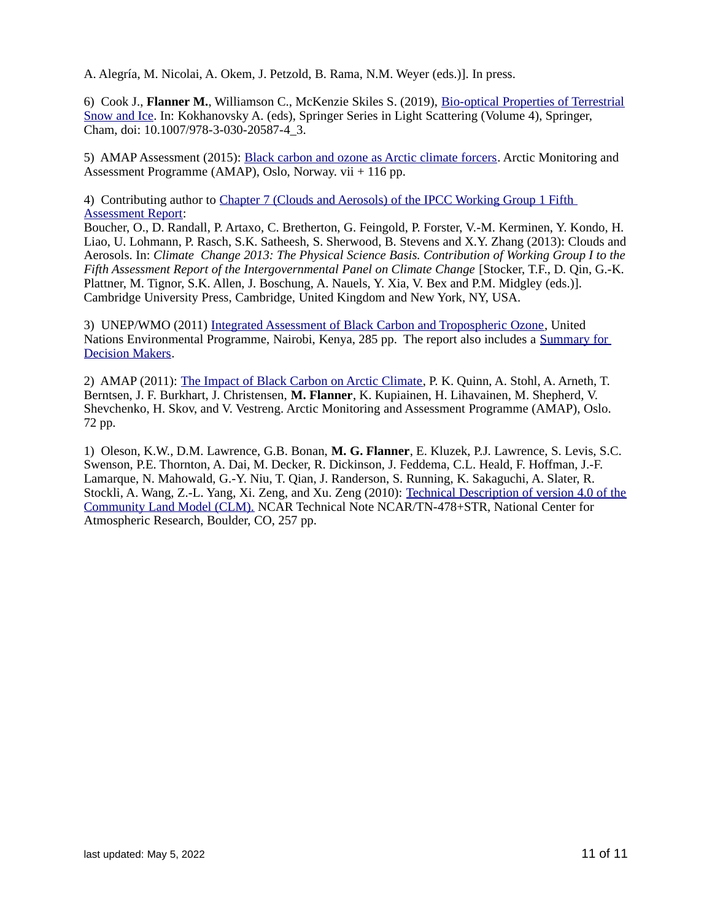A. Alegría, M. Nicolai, A. Okem, J. Petzold, B. Rama, N.M. Weyer (eds.)]. In press.

6) Cook J., **Flanner M.**, Williamson C., McKenzie Skiles S. (2019), Bio-optical Properties of Terrestrial Snow and Ice. In: Kokhanovsky A. (eds), Springer Series in Light Scattering (Volume 4), Springer, Cham, doi: 10.1007/978-3-030-20587-4_3.

5) AMAP Assessment (2015): Black carbon and ozone as Arctic climate forcers. Arctic Monitoring and Assessment Programme (AMAP), Oslo, Norway. vii + 116 pp.

4) Contributing author to Chapter 7 (Clouds and Aerosols) of the IPCC Working Group 1 Fifth Assessment Report:
Boucher, O., D. Randall, P. Artaxo, C. Bretherton, G. Feingold, P. Forster, V.-M. Kerminen, Y. Kondo, H. Liao, U. Lohmann, P. Rasch, S.K. Satheesh, S. Sherwood, B. Stevens and X.Y. Zhang (2013): Clouds and Aerosols. In: *Climate Change 2013: The Physical Science Basis. Contribution of Working Group I to the Fifth Assessment Report of the Intergovernmental Panel on Climate Change* [Stocker, T.F., D. Qin, G.-K. Plattner, M. Tignor, S.K. Allen, J. Boschung, A. Nauels, Y. Xia, V. Bex and P.M. Midgley (eds.)]. Cambridge University Press, Cambridge, United Kingdom and New York, NY, USA.

3) UNEP/WMO (2011) Integrated Assessment of Black Carbon and Tropospheric Ozone, United Nations Environmental Programme, Nairobi, Kenya, 285 pp. The report also includes a Summary for Decision Makers.

2) AMAP (2011): The Impact of Black Carbon on Arctic Climate, P. K. Quinn, A. Stohl, A. Arneth, T. Berntsen, J. F. Burkhart, J. Christensen, **M. Flanner**, K. Kupiainen, H. Lihavainen, M. Shepherd, V. Shevchenko, H. Skov, and V. Vestreng. Arctic Monitoring and Assessment Programme (AMAP), Oslo. 72 pp.

1) Oleson, K.W., D.M. Lawrence, G.B. Bonan, **M. G. Flanner**, E. Kluzek, P.J. Lawrence, S. Levis, S.C. Swenson, P.E. Thornton, A. Dai, M. Decker, R. Dickinson, J. Feddema, C.L. Heald, F. Hoffman, J.-F. Lamarque, N. Mahowald, G.-Y. Niu, T. Qian, J. Randerson, S. Running, K. Sakaguchi, A. Slater, R. Stockli, A. Wang, Z.-L. Yang, Xi. Zeng, and Xu. Zeng (2010): Technical Description of version 4.0 of the Community Land Model (CLM). NCAR Technical Note NCAR/TN-478+STR, National Center for Atmospheric Research, Boulder, CO, 257 pp.

last updated: May 5, 2022